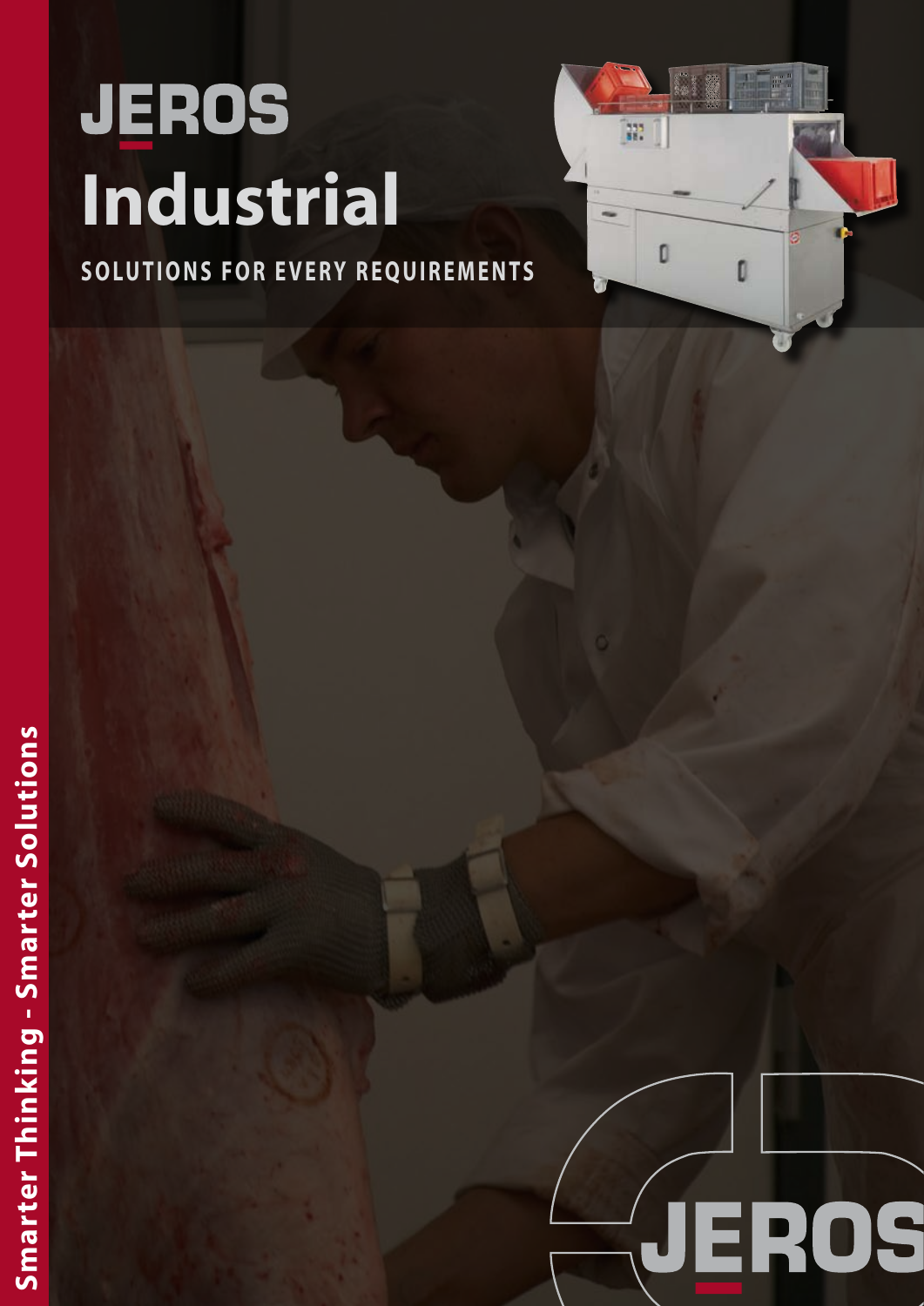# JEROS Industrial

**SOLUTIONS FOR EVERY REQUIREMENTS**

Smarter Thinking - Smarter Solutions

JEROS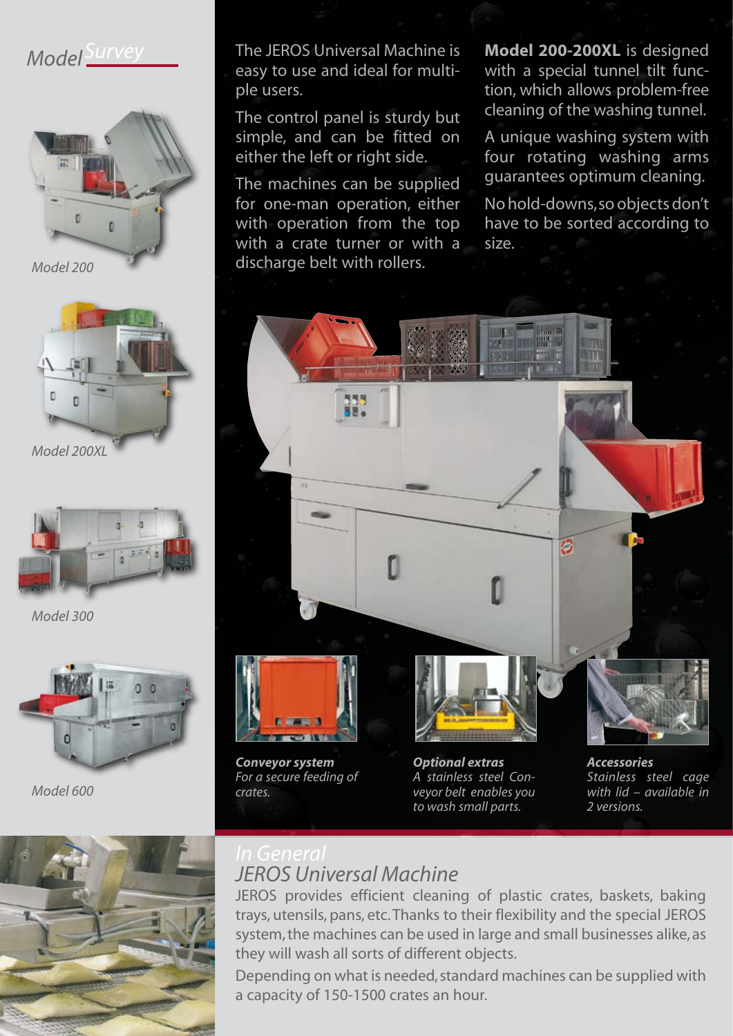## Model Survey

*Model 200*

*Model 200XL*

*Model 300*

*Model 600*

The JEROS Universal Machine is easy to use and ideal for multiple users.

The control panel is sturdy but simple, and can be fitted on either the left or right side.

The machines can be supplied for one-man operation, either with operation from the top with a crate turner or with a discharge belt with rollers.

**Model 200-200XL** is designed with a special tunnel tilt function, which allows problem-free cleaning of the washing tunnel.

A unique washing system with four rotating washing arms guarantees optimum cleaning.

No hold-downs, so objects don't have to be sorted according to size.

***Conveyor system***
*For a secure feeding of crates.*

***Optional extras***
*A stainless steel Conveyor belt enables you to wash small parts.*

***Accessories***
*Stainless steel cage with lid – available in 2 versions.*

## *In General*
## *JEROS Universal Machine*

JEROS provides efficient cleaning of plastic crates, baskets, baking trays, utensils, pans, etc. Thanks to their flexibility and the special JEROS system, the machines can be used in large and small businesses alike, as they will wash all sorts of different objects.

Depending on what is needed, standard machines can be supplied with a capacity of 150-1500 crates an hour.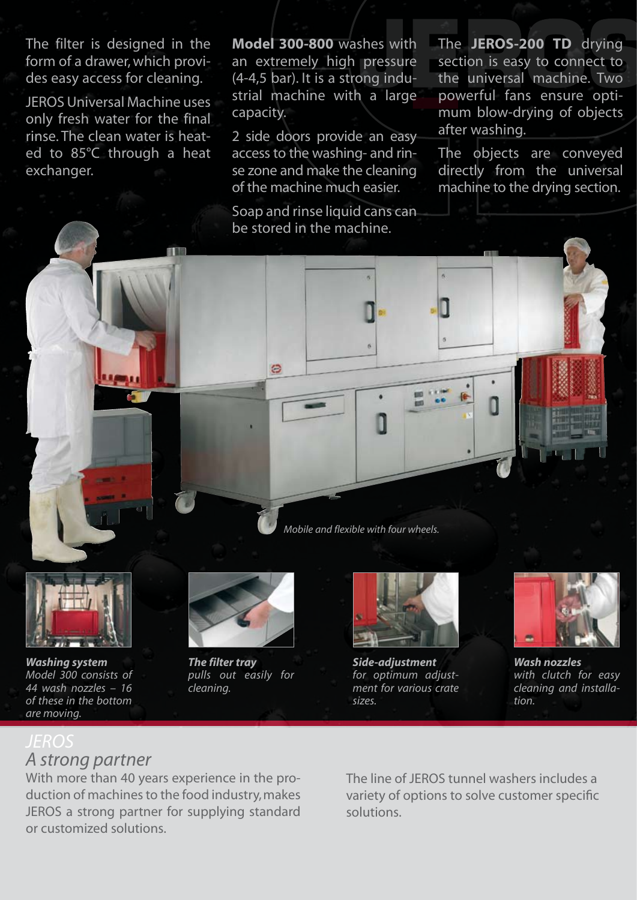The filter is designed in the form of a drawer, which provides easy access for cleaning.

JEROS Universal Machine uses only fresh water for the final rinse. The clean water is heated to 85°C through a heat exchanger.

**Model 300-800** washes with an extremely high pressure (4-4,5 bar). It is a strong industrial machine with a large capacity.

2 side doors provide an easy access to the washing- and rinse zone and make the cleaning of the machine much easier.

Soap and rinse liquid cans can be stored in the machine.

The **JEROS-200 TD** drying section is easy to connect to the universal machine. Two powerful fans ensure optimum blow-drying of objects after washing.

The objects are conveyed directly from the universal machine to the drying section.

*Mobile and flexible with four wheels.*

***Washing system***
*Model 300 consists of 44 wash nozzles – 16 of these in the bottom are moving.*

***The filter tray***
*pulls out easily for cleaning.*

***Side-adjustment***
*for optimum adjustment for various crate sizes.*

***Wash nozzles***
*with clutch for easy cleaning and installation.*

## *JEROS*
## *A strong partner*

With more than 40 years experience in the production of machines to the food industry, makes JEROS a strong partner for supplying standard or customized solutions.

The line of JEROS tunnel washers includes a variety of options to solve customer specific solutions.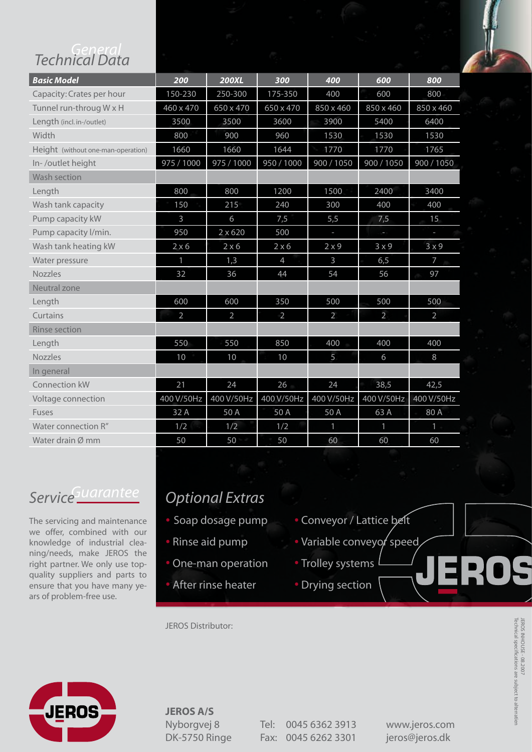# General Technical Data

| Basic Model | 200 | 200XL | 300 | 400 | 600 | 800 |
|---|---|---|---|---|---|---|
| Capacity: Crates per hour | 150-230 | 250-300 | 175-350 | 400 | 600 | 800 |
| Tunnel run-throug W x H | 460 x 470 | 650 x 470 | 650 x 470 | 850 x 460 | 850 x 460 | 850 x 460 |
| Length (incl. in-/outlet) | 3500 | 3500 | 3600 | 3900 | 5400 | 6400 |
| Width | 800 | 900 | 960 | 1530 | 1530 | 1530 |
| Height (without one-man-operation) | 1660 | 1660 | 1644 | 1770 | 1770 | 1765 |
| In- /outlet height | 975 / 1000 | 975 / 1000 | 950 / 1000 | 900 / 1050 | 900 / 1050 | 900 / 1050 |
| **Wash section** | | | | | | |
| Length | 800 | 800 | 1200 | 1500 | 2400 | 3400 |
| Wash tank capacity | 150 | 215 | 240 | 300 | 400 | 400 |
| Pump capacity kW | 3 | 6 | 7,5 | 5,5 | 7,5 | 15 |
| Pump capacity l/min. | 950 | 2 x 620 | 500 | - | - | - |
| Wash tank heating kW | 2 x 6 | 2 x 6 | 2 x 6 | 2 x 9 | 3 x 9 | 3 x 9 |
| Water pressure | 1 | 1,3 | 4 | 3 | 6,5 | 7 |
| Nozzles | 32 | 36 | 44 | 54 | 56 | 97 |
| **Neutral zone** | | | | | | |
| Length | 600 | 600 | 350 | 500 | 500 | 500 |
| Curtains | 2 | 2 | 2 | 2 | 2 | 2 |
| **Rinse section** | | | | | | |
| Length | 550 | 550 | 850 | 400 | 400 | 400 |
| Nozzles | 10 | 10 | 10 | 5 | 6 | 8 |
| **In general** | | | | | | |
| Connection kW | 21 | 24 | 26 | 24 | 38,5 | 42,5 |
| Voltage connection | 400 V/50Hz | 400 V/50Hz | 400 V/50Hz | 400 V/50Hz | 400 V/50Hz | 400 V/50Hz |
| Fuses | 32 A | 50 A | 50 A | 50 A | 63 A | 80 A |
| Water connection R" | 1/2 | 1/2 | 1/2 | 1 | 1 | 1 |
| Water drain Ø mm | 50 | 50 | 50 | 60 | 60 | 60 |

## Service Guarantee

The servicing and maintenance we offer, combined with our knowledge of industrial cleaning/needs, make JEROS the right partner. We only use top-quality suppliers and parts to ensure that you have many years of problem-free use.

## Optional Extras

- Soap dosage pump
- Rinse aid pump
- One-man operation
- After rinse heater
- Conveyor / Lattice belt
- Variable conveyor speed
- Trolley systems
- Drying section

JEROS

JEROS Distributor:

JEROS INHOUSE - 08.2007
Technical specifications are subject to alteration

JEROS

**JEROS A/S**
Nyborgvej 8
DK-5750 Ringe

Tel: 0045 6362 3913
Fax: 0045 6262 3301

www.jeros.com
jeros@jeros.dk